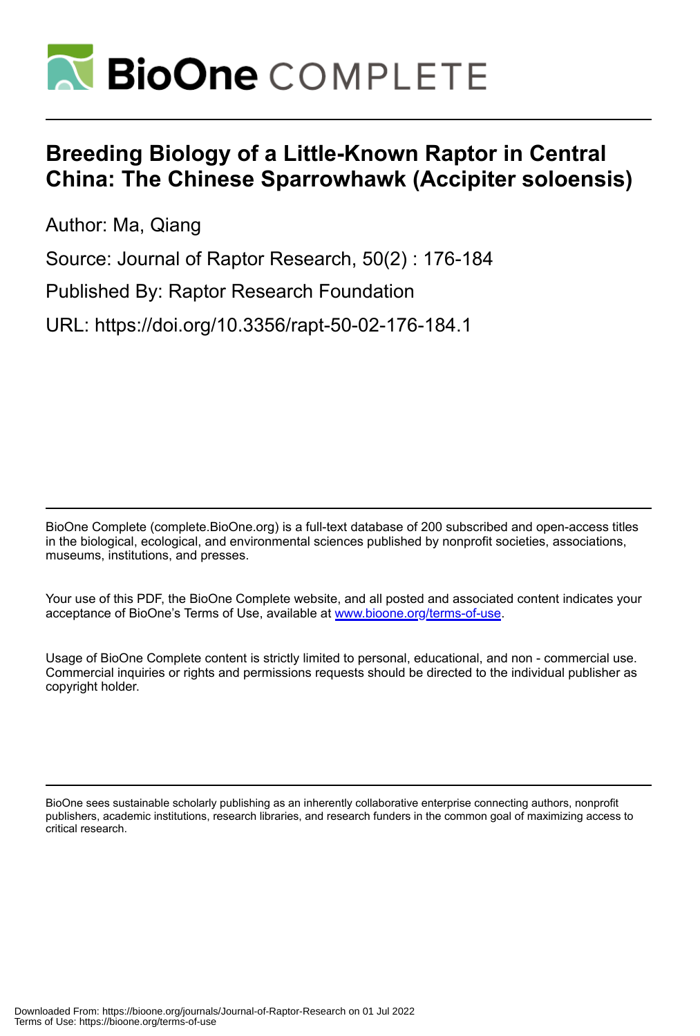# Breeding Biology of a Little-Known Raptor in Central China: The Chinese Sparrowhawk (Accipiter soloensis)

Author: Ma, Qiang

Source: Journal of Raptor Research, 50(2) : 176-184

Published By: Raptor Research Foundation

URL: https://doi.org/10.3356/rapt-50-02-176-184.1

BioOne Complete (complete.BioOne.org) is a full-text database of 200 subscribed and open-access titles in the biological, ecological, and environmental sciences published by nonprofit societies, associations, museums, institutions, and presses.

Your use of this PDF, the BioOne Complete website, and all posted and associated content indicates your acceptance of BioOne's Terms of Use, available at www.bioone.org/terms-of-use.

Usage of BioOne Complete content is strictly limited to personal, educational, and non - commercial use. Commercial inquiries or rights and permissions requests should be directed to the individual publisher as copyright holder.

BioOne sees sustainable scholarly publishing as an inherently collaborative enterprise connecting authors, nonprofit publishers, academic institutions, research libraries, and research funders in the common goal of maximizing access to critical research.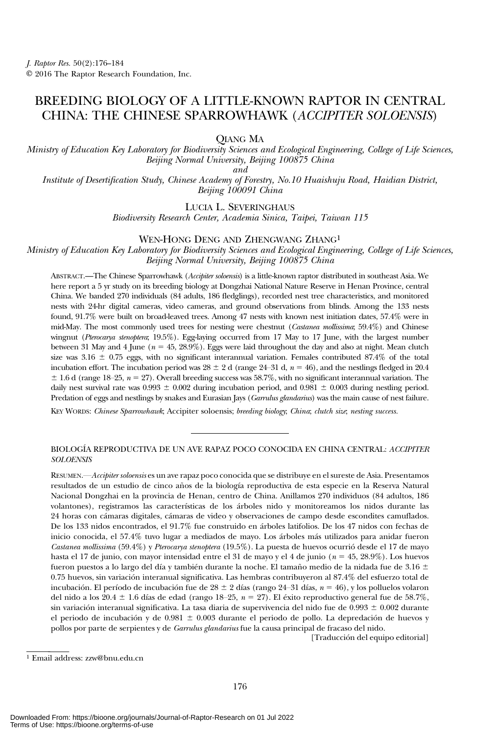# BREEDING BIOLOGY OF A LITTLE-KNOWN RAPTOR IN CENTRAL CHINA: THE CHINESE SPARROWHAWK (*ACCIPITER SOLOENSIS*)

QIANG MA

*Ministry of Education Key Laboratory for Biodiversity Sciences and Ecological Engineering, College of Life Sciences, Beijing Normal University, Beijing 100875 China*

*and*

*Institute of Desertification Study, Chinese Academy of Forestry, No.10 Huaishuju Road, Haidian District, Beijing 100091 China*

LUCIA L. SEVERINGHAUS

*Biodiversity Research Center, Academia Sinica, Taipei, Taiwan 115*

WEN-HONG DENG AND ZHENGWANG ZHANG[1]

*Ministry of Education Key Laboratory for Biodiversity Sciences and Ecological Engineering, College of Life Sciences, Beijing Normal University, Beijing 100875 China*

ABSTRACT.—The Chinese Sparrowhawk (*Accipiter soloensis*) is a little-known raptor distributed in southeast Asia. We here report a 5 yr study on its breeding biology at Dongzhai National Nature Reserve in Henan Province, central China. We banded 270 individuals (84 adults, 186 fledglings), recorded nest tree characteristics, and monitored nests with 24-hr digital cameras, video cameras, and ground observations from blinds. Among the 133 nests found, 91.7% were built on broad-leaved trees. Among 47 nests with known nest initiation dates, 57.4% were in mid-May. The most commonly used trees for nesting were chestnut (*Castanea mollissima*; 59.4%) and Chinese wingnut (*Pterocarya stenoptera*; 19.5%). Egg-laying occurred from 17 May to 17 June, with the largest number between 31 May and 4 June ($n = 45$, 28.9%). Eggs were laid throughout the day and also at night. Mean clutch size was $3.16 \pm 0.75$ eggs, with no significant interannual variation. Females contributed 87.4% of the total incubation effort. The incubation period was $28 \pm 2$ d (range 24–31 d, $n = 46$), and the nestlings fledged in $20.4 \pm 1.6$ d (range 18–25, $n = 27$). Overall breeding success was 58.7%, with no significant interannual variation. The daily nest survival rate was $0.993 \pm 0.002$ during incubation period, and $0.981 \pm 0.003$ during nestling period. Predation of eggs and nestlings by snakes and Eurasian Jays (*Garrulus glandarius*) was the main cause of nest failure.

KEY WORDS: *Chinese Sparrowhawk*; Accipiter soloensis; *breeding biology*; *China*; *clutch size*; *nesting success.*

---

BIOLOGÍA REPRODUCTIVA DE UN AVE RAPAZ POCO CONOCIDA EN CHINA CENTRAL: *ACCIPITER SOLOENSIS*

RESUMEN.—*Accipiter soloensis* es un ave rapaz poco conocida que se distribuye en el sureste de Asia. Presentamos resultados de un estudio de cinco años de la biología reproductiva de esta especie en la Reserva Natural Nacional Dongzhai en la provincia de Henan, centro de China. Anillamos 270 individuos (84 adultos, 186 volantones), registramos las características de los árboles nido y monitoreamos los nidos durante las 24 horas con cámaras digitales, cámaras de video y observaciones de campo desde escondites camuflados. De los 133 nidos encontrados, el 91.7% fue construido en árboles latifolios. De los 47 nidos con fechas de inicio conocida, el 57.4% tuvo lugar a mediados de mayo. Los árboles más utilizados para anidar fueron *Castanea mollissima* (59.4%) y *Pterocarya stenoptera* (19.5%). La puesta de huevos ocurrió desde el 17 de mayo hasta el 17 de junio, con mayor intensidad entre el 31 de mayo y el 4 de junio ($n = 45$, 28.9%). Los huevos fueron puestos a lo largo del día y también durante la noche. El tamaño medio de la nidada fue de $3.16 \pm 0.75$ huevos, sin variación interanual significativa. Las hembras contribuyeron al 87.4% del esfuerzo total de incubación. El período de incubación fue de $28 \pm 2$ días (rango 24–31 días, $n = 46$), y los polluelos volaron del nido a los $20.4 \pm 1.6$ días de edad (rango 18–25, $n = 27$). El éxito reproductivo general fue de 58.7%, sin variación interanual significativa. La tasa diaria de supervivencia del nido fue de $0.993 \pm 0.002$ durante el periodo de incubación y de $0.981 \pm 0.003$ durante el periodo de pollo. La depredación de huevos y pollos por parte de serpientes y de *Garrulus glandarius* fue la causa principal de fracaso del nido.

[Traducción del equipo editorial]

---

[1] Email address: zzw@bnu.edu.cn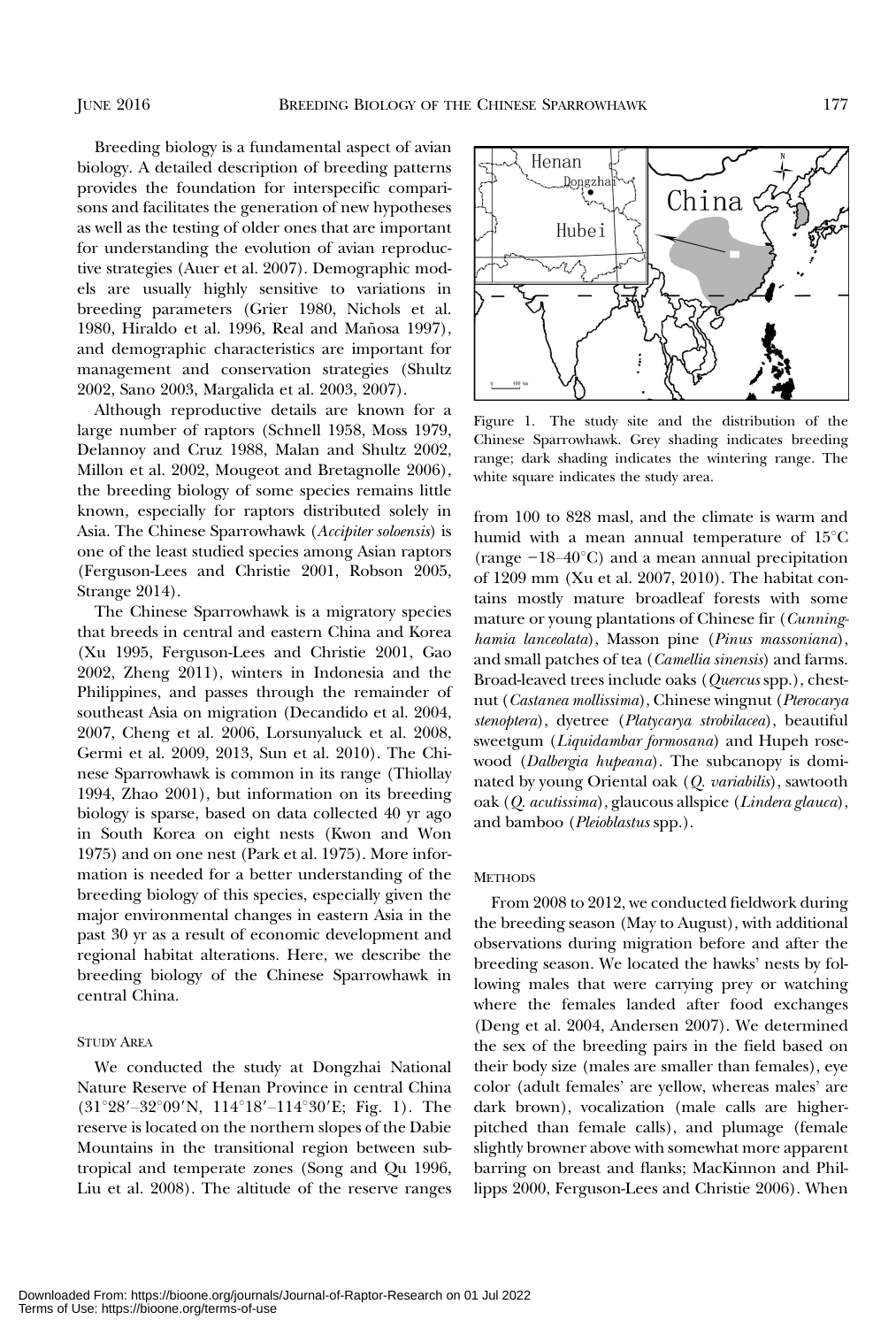Breeding biology is a fundamental aspect of avian biology. A detailed description of breeding patterns provides the foundation for interspecific comparisons and facilitates the generation of new hypotheses as well as the testing of older ones that are important for understanding the evolution of avian reproductive strategies (Auer et al. 2007). Demographic models are usually highly sensitive to variations in breeding parameters (Grier 1980, Nichols et al. 1980, Hiraldo et al. 1996, Real and Mañosa 1997), and demographic characteristics are important for management and conservation strategies (Shultz 2002, Sano 2003, Margalida et al. 2003, 2007).

Although reproductive details are known for a large number of raptors (Schnell 1958, Moss 1979, Delannoy and Cruz 1988, Malan and Shultz 2002, Millon et al. 2002, Mougeot and Bretagnolle 2006), the breeding biology of some species remains little known, especially for raptors distributed solely in Asia. The Chinese Sparrowhawk (*Accipiter soloensis*) is one of the least studied species among Asian raptors (Ferguson-Lees and Christie 2001, Robson 2005, Strange 2014).

The Chinese Sparrowhawk is a migratory species that breeds in central and eastern China and Korea (Xu 1995, Ferguson-Lees and Christie 2001, Gao 2002, Zheng 2011), winters in Indonesia and the Philippines, and passes through the remainder of southeast Asia on migration (Decandido et al. 2004, 2007, Cheng et al. 2006, Lorsunyaluck et al. 2008, Germi et al. 2009, 2013, Sun et al. 2010). The Chinese Sparrowhawk is common in its range (Thiollay 1994, Zhao 2001), but information on its breeding biology is sparse, based on data collected 40 yr ago in South Korea on eight nests (Kwon and Won 1975) and on one nest (Park et al. 1975). More information is needed for a better understanding of the breeding biology of this species, especially given the major environmental changes in eastern Asia in the past 30 yr as a result of economic development and regional habitat alterations. Here, we describe the breeding biology of the Chinese Sparrowhawk in central China.

## Study Area

We conducted the study at Dongzhai National Nature Reserve of Henan Province in central China (31°28′–32°09′N, 114°18′–114°30′E; Fig. 1). The reserve is located on the northern slopes of the Dabie Mountains in the transitional region between subtropical and temperate zones (Song and Qu 1996, Liu et al. 2008). The altitude of the reserve ranges from 100 to 828 masl, and the climate is warm and humid with a mean annual temperature of 15°C (range −18–40°C) and a mean annual precipitation of 1209 mm (Xu et al. 2007, 2010). The habitat contains mostly mature broadleaf forests with some mature or young plantations of Chinese fir (*Cunninghamia lanceolata*), Masson pine (*Pinus massoniana*), and small patches of tea (*Camellia sinensis*) and farms. Broad-leaved trees include oaks (*Quercus* spp.), chestnut (*Castanea mollissima*), Chinese wingnut (*Pterocarya stenoptera*), dyetree (*Platycarya strobilacea*), beautiful sweetgum (*Liquidambar formosana*) and Hupeh rosewood (*Dalbergia hupeana*). The subcanopy is dominated by young Oriental oak (*Q. variabilis*), sawtooth oak (*Q. acutissima*), glaucous allspice (*Lindera glauca*), and bamboo (*Pleioblastus* spp.).

Figure 1. The study site and the distribution of the Chinese Sparrowhawk. Grey shading indicates breeding range; dark shading indicates the wintering range. The white square indicates the study area.

## Methods

From 2008 to 2012, we conducted fieldwork during the breeding season (May to August), with additional observations during migration before and after the breeding season. We located the hawks' nests by following males that were carrying prey or watching where the females landed after food exchanges (Deng et al. 2004, Andersen 2007). We determined the sex of the breeding pairs in the field based on their body size (males are smaller than females), eye color (adult females' are yellow, whereas males' are dark brown), vocalization (male calls are higher-pitched than female calls), and plumage (female slightly browner above with somewhat more apparent barring on breast and flanks; MacKinnon and Phillipps 2000, Ferguson-Lees and Christie 2006). When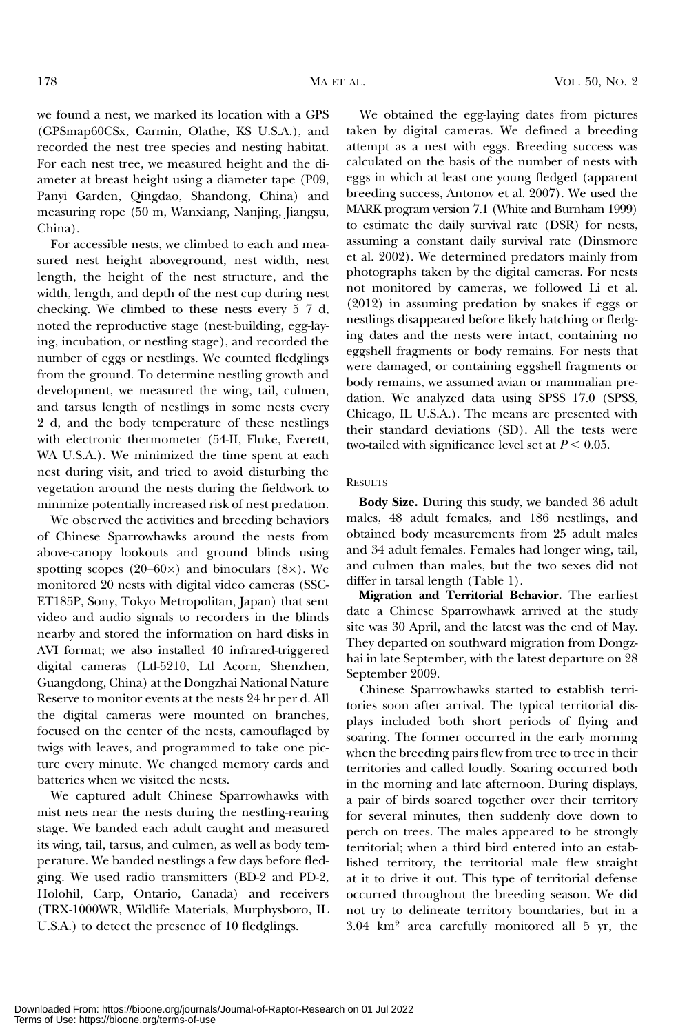we found a nest, we marked its location with a GPS (GPSmap60CSx, Garmin, Olathe, KS U.S.A.), and recorded the nest tree species and nesting habitat. For each nest tree, we measured height and the diameter at breast height using a diameter tape (P09, Panyi Garden, Qingdao, Shandong, China) and measuring rope (50 m, Wanxiang, Nanjing, Jiangsu, China).

For accessible nests, we climbed to each and measured nest height aboveground, nest width, nest length, the height of the nest structure, and the width, length, and depth of the nest cup during nest checking. We climbed to these nests every 5–7 d, noted the reproductive stage (nest-building, egg-laying, incubation, or nestling stage), and recorded the number of eggs or nestlings. We counted fledglings from the ground. To determine nestling growth and development, we measured the wing, tail, culmen, and tarsus length of nestlings in some nests every 2 d, and the body temperature of these nestlings with electronic thermometer (54-II, Fluke, Everett, WA U.S.A.). We minimized the time spent at each nest during visit, and tried to avoid disturbing the vegetation around the nests during the fieldwork to minimize potentially increased risk of nest predation.

We observed the activities and breeding behaviors of Chinese Sparrowhawks around the nests from above-canopy lookouts and ground blinds using spotting scopes (20–60×) and binoculars (8×). We monitored 20 nests with digital video cameras (SSC-ET185P, Sony, Tokyo Metropolitan, Japan) that sent video and audio signals to recorders in the blinds nearby and stored the information on hard disks in AVI format; we also installed 40 infrared-triggered digital cameras (Ltl-5210, Ltl Acorn, Shenzhen, Guangdong, China) at the Dongzhai National Nature Reserve to monitor events at the nests 24 hr per d. All the digital cameras were mounted on branches, focused on the center of the nests, camouflaged by twigs with leaves, and programmed to take one picture every minute. We changed memory cards and batteries when we visited the nests.

We captured adult Chinese Sparrowhawks with mist nets near the nests during the nestling-rearing stage. We banded each adult caught and measured its wing, tail, tarsus, and culmen, as well as body temperature. We banded nestlings a few days before fledging. We used radio transmitters (BD-2 and PD-2, Holohil, Carp, Ontario, Canada) and receivers (TRX-1000WR, Wildlife Materials, Murphysboro, IL U.S.A.) to detect the presence of 10 fledglings.

We obtained the egg-laying dates from pictures taken by digital cameras. We defined a breeding attempt as a nest with eggs. Breeding success was calculated on the basis of the number of nests with eggs in which at least one young fledged (apparent breeding success, Antonov et al. 2007). We used the MARK program version 7.1 (White and Burnham 1999) to estimate the daily survival rate (DSR) for nests, assuming a constant daily survival rate (Dinsmore et al. 2002). We determined predators mainly from photographs taken by the digital cameras. For nests not monitored by cameras, we followed Li et al. (2012) in assuming predation by snakes if eggs or nestlings disappeared before likely hatching or fledging dates and the nests were intact, containing no eggshell fragments or body remains. For nests that were damaged, or containing eggshell fragments or body remains, we assumed avian or mammalian predation. We analyzed data using SPSS 17.0 (SPSS, Chicago, IL U.S.A.). The means are presented with their standard deviations (SD). All the tests were two-tailed with significance level set at $P < 0.05$.

## Results

**Body Size.** During this study, we banded 36 adult males, 48 adult females, and 186 nestlings, and obtained body measurements from 25 adult males and 34 adult females. Females had longer wing, tail, and culmen than males, but the two sexes did not differ in tarsal length (Table 1).

**Migration and Territorial Behavior.** The earliest date a Chinese Sparrowhawk arrived at the study site was 30 April, and the latest was the end of May. They departed on southward migration from Dongzhai in late September, with the latest departure on 28 September 2009.

Chinese Sparrowhawks started to establish territories soon after arrival. The typical territorial displays included both short periods of flying and soaring. The former occurred in the early morning when the breeding pairs flew from tree to tree in their territories and called loudly. Soaring occurred both in the morning and late afternoon. During displays, a pair of birds soared together over their territory for several minutes, then suddenly dove down to perch on trees. The males appeared to be strongly territorial; when a third bird entered into an established territory, the territorial male flew straight at it to drive it out. This type of territorial defense occurred throughout the breeding season. We did not try to delineate territory boundaries, but in a 3.04 km$^2$ area carefully monitored all 5 yr, the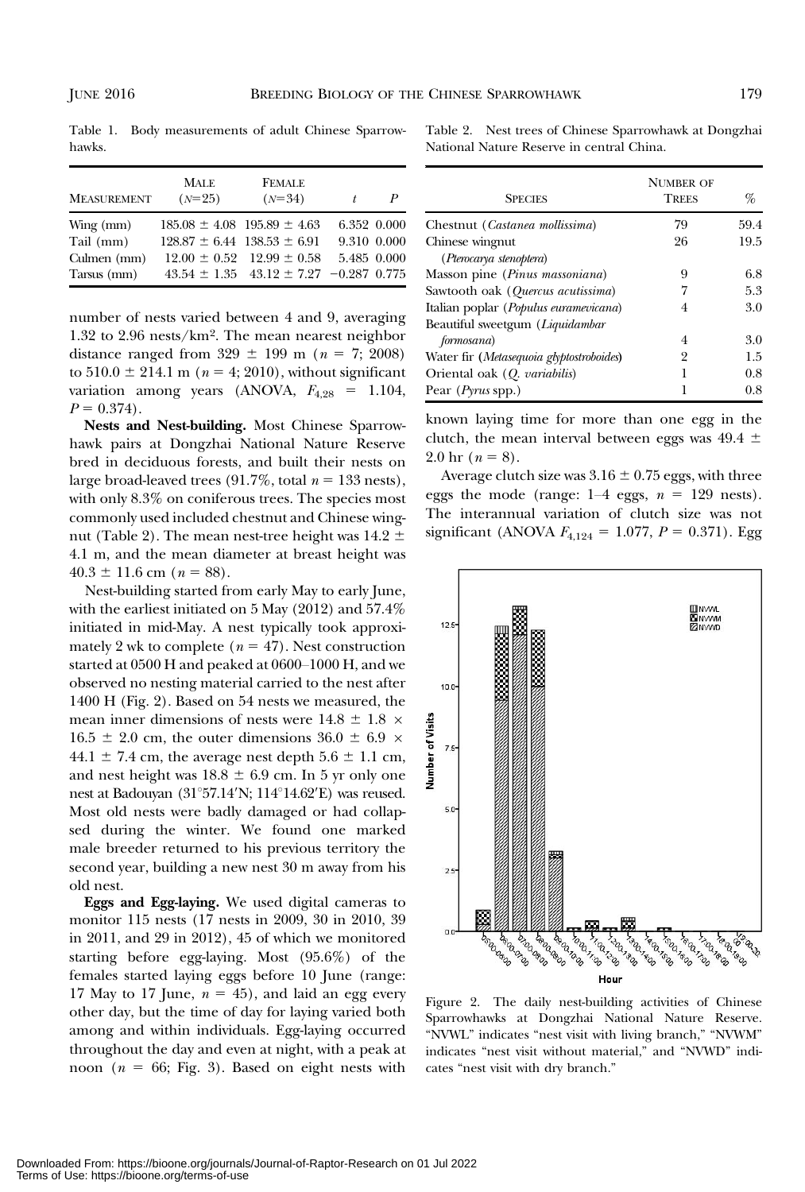Table 1. Body measurements of adult Chinese Sparrowhawks.

| Measurement | Male ($N$=25) | Female ($N$=34) | $t$ | $P$ |
|---|---|---|---|---|
| Wing (mm) | 185.08 ± 4.08 | 195.89 ± 4.63 | 6.352 | 0.000 |
| Tail (mm) | 128.87 ± 6.44 | 138.53 ± 6.91 | 9.310 | 0.000 |
| Culmen (mm) | 12.00 ± 0.52 | 12.99 ± 0.58 | 5.485 | 0.000 |
| Tarsus (mm) | 43.54 ± 1.35 | 43.12 ± 7.27 | −0.287 | 0.775 |

number of nests varied between 4 and 9, averaging 1.32 to 2.96 nests/km². The mean nearest neighbor distance ranged from 329 ± 199 m ($n$ = 7; 2008) to 510.0 ± 214.1 m ($n$ = 4; 2010), without significant variation among years (ANOVA, $F_{4,28}$ = 1.104, $P$ = 0.374).

**Nests and Nest-building.** Most Chinese Sparrowhawk pairs at Dongzhai National Nature Reserve bred in deciduous forests, and built their nests on large broad-leaved trees (91.7%, total $n$ = 133 nests), with only 8.3% on coniferous trees. The species most commonly used included chestnut and Chinese wingnut (Table 2). The mean nest-tree height was 14.2 ± 4.1 m, and the mean diameter at breast height was 40.3 ± 11.6 cm ($n$ = 88).

Nest-building started from early May to early June, with the earliest initiated on 5 May (2012) and 57.4% initiated in mid-May. A nest typically took approximately 2 wk to complete ($n$ = 47). Nest construction started at 0500 H and peaked at 0600–1000 H, and we observed no nesting material carried to the nest after 1400 H (Fig. 2). Based on 54 nests we measured, the mean inner dimensions of nests were 14.8 ± 1.8 × 16.5 ± 2.0 cm, the outer dimensions 36.0 ± 6.9 × 44.1 ± 7.4 cm, the average nest depth 5.6 ± 1.1 cm, and nest height was 18.8 ± 6.9 cm. In 5 yr only one nest at Badouyan (31°57.14′N; 114°14.62′E) was reused. Most old nests were badly damaged or had collapsed during the winter. We found one marked male breeder returned to his previous territory the second year, building a new nest 30 m away from his old nest.

**Eggs and Egg-laying.** We used digital cameras to monitor 115 nests (17 nests in 2009, 30 in 2010, 39 in 2011, and 29 in 2012), 45 of which we monitored starting before egg-laying. Most (95.6%) of the females started laying eggs before 10 June (range: 17 May to 17 June, $n$ = 45), and laid an egg every other day, but the time of day for laying varied both among and within individuals. Egg-laying occurred throughout the day and even at night, with a peak at noon ($n$ = 66; Fig. 3). Based on eight nests with

Table 2. Nest trees of Chinese Sparrowhawk at Dongzhai National Nature Reserve in central China.

| Species | Number of Trees | % |
|---|---|---|
| Chestnut (*Castanea mollissima*) | 79 | 59.4 |
| Chinese wingnut (*Pterocarya stenoptera*) | 26 | 19.5 |
| Masson pine (*Pinus massoniana*) | 9 | 6.8 |
| Sawtooth oak (*Quercus acutissima*) | 7 | 5.3 |
| Italian poplar (*Populus euramevicana*) | 4 | 3.0 |
| Beautiful sweetgum (*Liquidambar formosana*) | 4 | 3.0 |
| Water fir (*Metasequoia glyptostroboides*) | 2 | 1.5 |
| Oriental oak (*Q. variabilis*) | 1 | 0.8 |
| Pear (*Pyrus* spp.) | 1 | 0.8 |

known laying time for more than one egg in the clutch, the mean interval between eggs was 49.4 ± 2.0 hr ($n$ = 8).

Average clutch size was 3.16 ± 0.75 eggs, with three eggs the mode (range: 1–4 eggs, $n$ = 129 nests). The interannual variation of clutch size was not significant (ANOVA $F_{4,124}$ = 1.077, $P$ = 0.371). Egg

Figure 2. The daily nest-building activities of Chinese Sparrowhawks at Dongzhai National Nature Reserve. "NVWL" indicates "nest visit with living branch," "NVWM" indicates "nest visit without material," and "NVWD" indicates "nest visit with dry branch."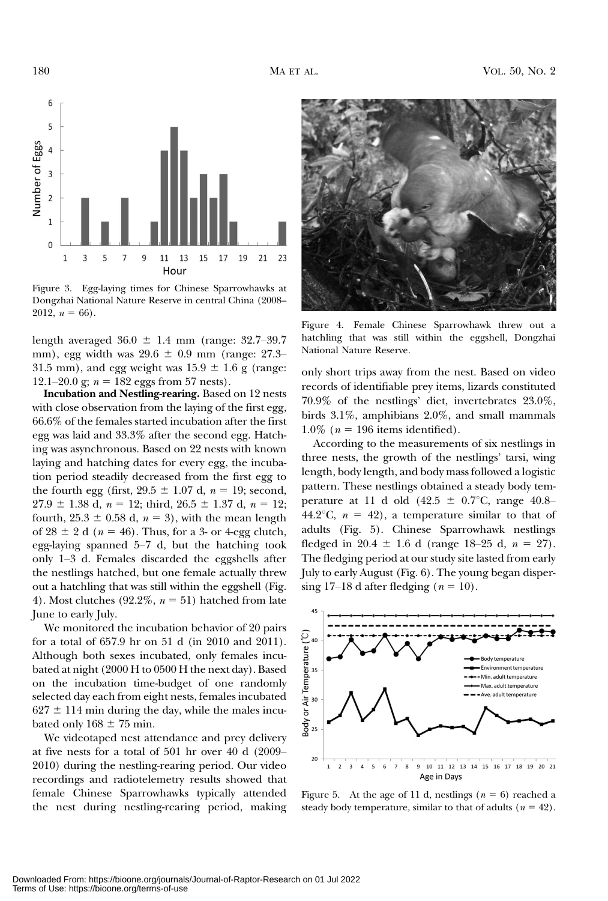Figure 3. Egg-laying times for Chinese Sparrowhawks at Dongzhai National Nature Reserve in central China (2008–2012, $n = 66$).

length averaged $36.0 \pm 1.4$ mm (range: 32.7–39.7 mm), egg width was $29.6 \pm 0.9$ mm (range: 27.3–31.5 mm), and egg weight was $15.9 \pm 1.6$ g (range: 12.1–20.0 g; $n = 182$ eggs from 57 nests).

**Incubation and Nestling-rearing.** Based on 12 nests with close observation from the laying of the first egg, 66.6% of the females started incubation after the first egg was laid and 33.3% after the second egg. Hatching was asynchronous. Based on 22 nests with known laying and hatching dates for every egg, the incubation period steadily decreased from the first egg to the fourth egg (first, $29.5 \pm 1.07$ d, $n = 19$; second, $27.9 \pm 1.38$ d, $n = 12$; third, $26.5 \pm 1.37$ d, $n = 12$; fourth, $25.3 \pm 0.58$ d, $n = 3$), with the mean length of $28 \pm 2$ d ($n = 46$). Thus, for a 3- or 4-egg clutch, egg-laying spanned 5–7 d, but the hatching took only 1–3 d. Females discarded the eggshells after the nestlings hatched, but one female actually threw out a hatchling that was still within the eggshell (Fig. 4). Most clutches (92.2%, $n = 51$) hatched from late June to early July.

We monitored the incubation behavior of 20 pairs for a total of 657.9 hr on 51 d (in 2010 and 2011). Although both sexes incubated, only females incubated at night (2000 H to 0500 H the next day). Based on the incubation time-budget of one randomly selected day each from eight nests, females incubated $627 \pm 114$ min during the day, while the males incubated only $168 \pm 75$ min.

We videotaped nest attendance and prey delivery at five nests for a total of 501 hr over 40 d (2009–2010) during the nestling-rearing period. Our video recordings and radiotelemetry results showed that female Chinese Sparrowhawks typically attended the nest during nestling-rearing period, making only short trips away from the nest. Based on video records of identifiable prey items, lizards constituted 70.9% of the nestlings' diet, invertebrates 23.0%, birds 3.1%, amphibians 2.0%, and small mammals 1.0% ($n = 196$ items identified).

Figure 4. Female Chinese Sparrowhawk threw out a hatchling that was still within the eggshell, Dongzhai National Nature Reserve.

According to the measurements of six nestlings in three nests, the growth of the nestlings' tarsi, wing length, body length, and body mass followed a logistic pattern. These nestlings obtained a steady body temperature at 11 d old ($42.5 \pm 0.7$°C, range 40.8–44.2°C, $n = 42$), a temperature similar to that of adults (Fig. 5). Chinese Sparrowhawk nestlings fledged in $20.4 \pm 1.6$ d (range 18–25 d, $n = 27$). The fledging period at our study site lasted from early July to early August (Fig. 6). The young began dispersing 17–18 d after fledging ($n = 10$).

Figure 5. At the age of 11 d, nestlings ($n = 6$) reached a steady body temperature, similar to that of adults ($n = 42$).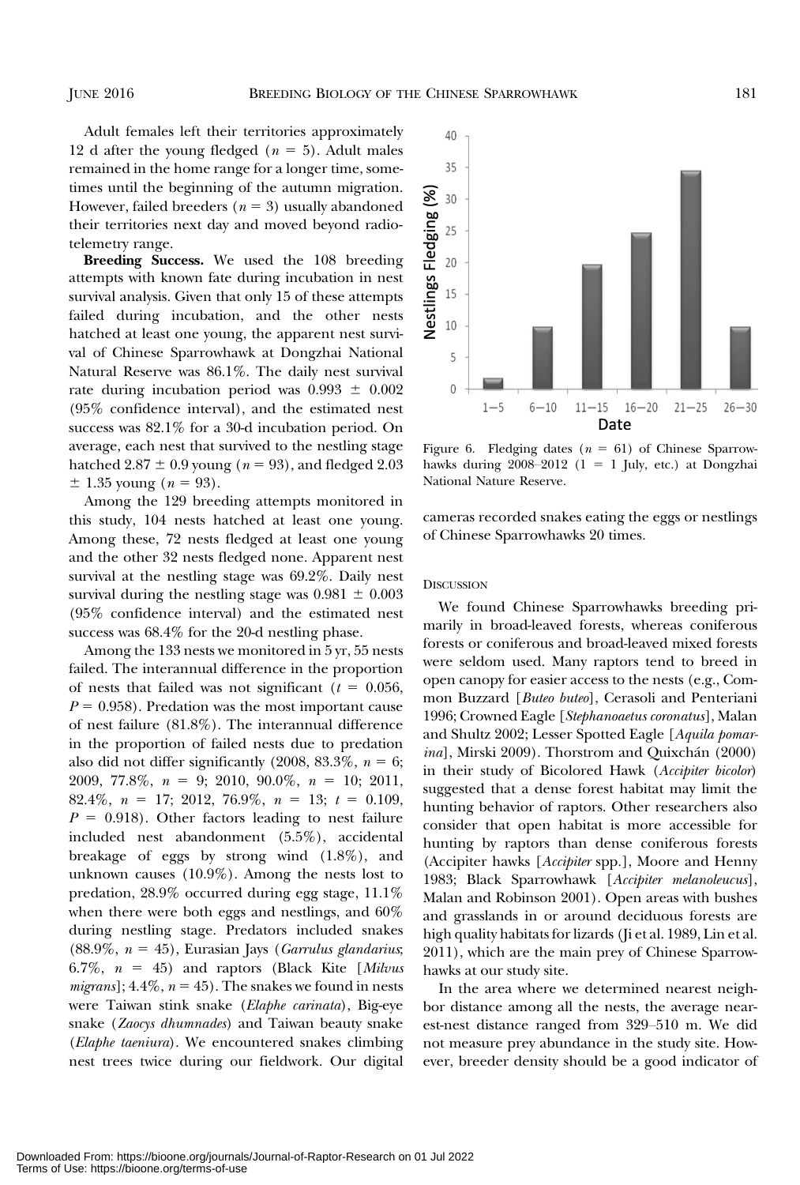Adult females left their territories approximately 12 d after the young fledged ($n = 5$). Adult males remained in the home range for a longer time, sometimes until the beginning of the autumn migration. However, failed breeders ($n = 3$) usually abandoned their territories next day and moved beyond radio-telemetry range.

**Breeding Success.** We used the 108 breeding attempts with known fate during incubation in nest survival analysis. Given that only 15 of these attempts failed during incubation, and the other nests hatched at least one young, the apparent nest survival of Chinese Sparrowhawk at Dongzhai National Natural Reserve was 86.1%. The daily nest survival rate during incubation period was $0.993 \pm 0.002$ (95% confidence interval), and the estimated nest success was 82.1% for a 30-d incubation period. On average, each nest that survived to the nestling stage hatched $2.87 \pm 0.9$ young ($n = 93$), and fledged $2.03 \pm 1.35$ young ($n = 93$).

Among the 129 breeding attempts monitored in this study, 104 nests hatched at least one young. Among these, 72 nests fledged at least one young and the other 32 nests fledged none. Apparent nest survival at the nestling stage was 69.2%. Daily nest survival during the nestling stage was $0.981 \pm 0.003$ (95% confidence interval) and the estimated nest success was 68.4% for the 20-d nestling phase.

Among the 133 nests we monitored in 5 yr, 55 nests failed. The interannual difference in the proportion of nests that failed was not significant ($t = 0.056$, $P = 0.958$). Predation was the most important cause of nest failure (81.8%). The interannual difference in the proportion of failed nests due to predation also did not differ significantly (2008, 83.3%, $n = 6$; 2009, 77.8%, $n = 9$; 2010, 90.0%, $n = 10$; 2011, 82.4%, $n = 17$; 2012, 76.9%, $n = 13$; $t = 0.109$, $P = 0.918$). Other factors leading to nest failure included nest abandonment (5.5%), accidental breakage of eggs by strong wind (1.8%), and unknown causes (10.9%). Among the nests lost to predation, 28.9% occurred during egg stage, 11.1% when there were both eggs and nestlings, and 60% during nestling stage. Predators included snakes (88.9%, $n = 45$), Eurasian Jays (*Garrulus glandarius*; 6.7%, $n = 45$) and raptors (Black Kite [*Milvus migrans*]; 4.4%, $n = 45$). The snakes we found in nests were Taiwan stink snake (*Elaphe carinata*), Big-eye snake (*Zaocys dhumnades*) and Taiwan beauty snake (*Elaphe taeniura*). We encountered snakes climbing nest trees twice during our fieldwork. Our digital cameras recorded snakes eating the eggs or nestlings of Chinese Sparrowhawks 20 times.

Figure 6. Fledging dates ($n = 61$) of Chinese Sparrowhawks during 2008–2012 (1 = 1 July, etc.) at Dongzhai National Nature Reserve.

## Discussion

We found Chinese Sparrowhawks breeding primarily in broad-leaved forests, whereas coniferous forests or coniferous and broad-leaved mixed forests were seldom used. Many raptors tend to breed in open canopy for easier access to the nests (e.g., Common Buzzard [*Buteo buteo*], Cerasoli and Penteriani 1996; Crowned Eagle [*Stephanoaetus coronatus*], Malan and Shultz 2002; Lesser Spotted Eagle [*Aquila pomarina*], Mirski 2009). Thorstrom and Quixchán (2000) in their study of Bicolored Hawk (*Accipiter bicolor*) suggested that a dense forest habitat may limit the hunting behavior of raptors. Other researchers also consider that open habitat is more accessible for hunting by raptors than dense coniferous forests (Accipiter hawks [*Accipiter* spp.], Moore and Henny 1983; Black Sparrowhawk [*Accipiter melanoleucus*], Malan and Robinson 2001). Open areas with bushes and grasslands in or around deciduous forests are high quality habitats for lizards (Ji et al. 1989, Lin et al. 2011), which are the main prey of Chinese Sparrowhawks at our study site.

In the area where we determined nearest neighbor distance among all the nests, the average nearest-nest distance ranged from 329–510 m. We did not measure prey abundance in the study site. However, breeder density should be a good indicator of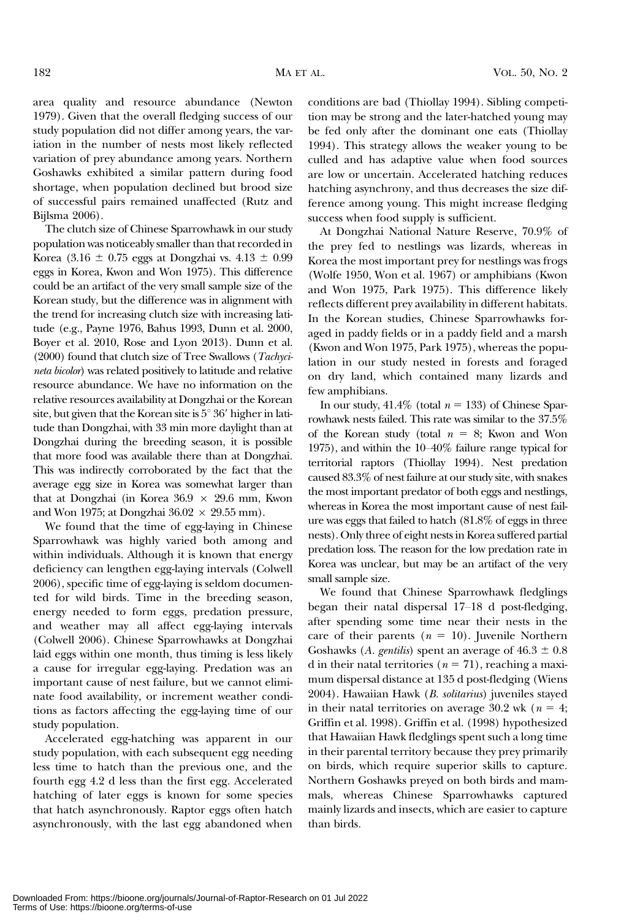area quality and resource abundance (Newton 1979). Given that the overall fledging success of our study population did not differ among years, the variation in the number of nests most likely reflected variation of prey abundance among years. Northern Goshawks exhibited a similar pattern during food shortage, when population declined but brood size of successful pairs remained unaffected (Rutz and Bijlsma 2006).

The clutch size of Chinese Sparrowhawk in our study population was noticeably smaller than that recorded in Korea ($3.16 \pm 0.75$ eggs at Dongzhai vs. $4.13 \pm 0.99$ eggs in Korea, Kwon and Won 1975). This difference could be an artifact of the very small sample size of the Korean study, but the difference was in alignment with the trend for increasing clutch size with increasing latitude (e.g., Payne 1976, Bahus 1993, Dunn et al. 2000, Boyer et al. 2010, Rose and Lyon 2013). Dunn et al. (2000) found that clutch size of Tree Swallows (*Tachycineta bicolor*) was related positively to latitude and relative resource abundance. We have no information on the relative resources availability at Dongzhai or the Korean site, but given that the Korean site is $5^\circ 36'$ higher in latitude than Dongzhai, with 33 min more daylight than at Dongzhai during the breeding season, it is possible that more food was available there than at Dongzhai. This was indirectly corroborated by the fact that the average egg size in Korea was somewhat larger than that at Dongzhai (in Korea $36.9 \times 29.6$ mm, Kwon and Won 1975; at Dongzhai $36.02 \times 29.55$ mm).

We found that the time of egg-laying in Chinese Sparrowhawk was highly varied both among and within individuals. Although it is known that energy deficiency can lengthen egg-laying intervals (Colwell 2006), specific time of egg-laying is seldom documented for wild birds. Time in the breeding season, energy needed to form eggs, predation pressure, and weather may all affect egg-laying intervals (Colwell 2006). Chinese Sparrowhawks at Dongzhai laid eggs within one month, thus timing is less likely a cause for irregular egg-laying. Predation was an important cause of nest failure, but we cannot eliminate food availability, or increment weather conditions as factors affecting the egg-laying time of our study population.

Accelerated egg-hatching was apparent in our study population, with each subsequent egg needing less time to hatch than the previous one, and the fourth egg 4.2 d less than the first egg. Accelerated hatching of later eggs is known for some species that hatch asynchronously. Raptor eggs often hatch asynchronously, with the last egg abandoned when conditions are bad (Thiollay 1994). Sibling competition may be strong and the later-hatched young may be fed only after the dominant one eats (Thiollay 1994). This strategy allows the weaker young to be culled and has adaptive value when food sources are low or uncertain. Accelerated hatching reduces hatching asynchrony, and thus decreases the size difference among young. This might increase fledging success when food supply is sufficient.

At Dongzhai National Nature Reserve, 70.9% of the prey fed to nestlings was lizards, whereas in Korea the most important prey for nestlings was frogs (Wolfe 1950, Won et al. 1967) or amphibians (Kwon and Won 1975, Park 1975). This difference likely reflects different prey availability in different habitats. In the Korean studies, Chinese Sparrowhawks foraged in paddy fields or in a paddy field and a marsh (Kwon and Won 1975, Park 1975), whereas the population in our study nested in forests and foraged on dry land, which contained many lizards and few amphibians.

In our study, 41.4% (total $n = 133$) of Chinese Sparrowhawk nests failed. This rate was similar to the 37.5% of the Korean study (total $n = 8$; Kwon and Won 1975), and within the 10–40% failure range typical for territorial raptors (Thiollay 1994). Nest predation caused 83.3% of nest failure at our study site, with snakes the most important predator of both eggs and nestlings, whereas in Korea the most important cause of nest failure was eggs that failed to hatch (81.8% of eggs in three nests). Only three of eight nests in Korea suffered partial predation loss. The reason for the low predation rate in Korea was unclear, but may be an artifact of the very small sample size.

We found that Chinese Sparrowhawk fledglings began their natal dispersal 17–18 d post-fledging, after spending some time near their nests in the care of their parents ($n = 10$). Juvenile Northern Goshawks (*A. gentilis*) spent an average of $46.3 \pm 0.8$ d in their natal territories ($n = 71$), reaching a maximum dispersal distance at 135 d post-fledging (Wiens 2004). Hawaiian Hawk (*B. solitarius*) juveniles stayed in their natal territories on average 30.2 wk ($n = 4$; Griffin et al. 1998). Griffin et al. (1998) hypothesized that Hawaiian Hawk fledglings spent such a long time in their parental territory because they prey primarily on birds, which require superior skills to capture. Northern Goshawks preyed on both birds and mammals, whereas Chinese Sparrowhawks captured mainly lizards and insects, which are easier to capture than birds.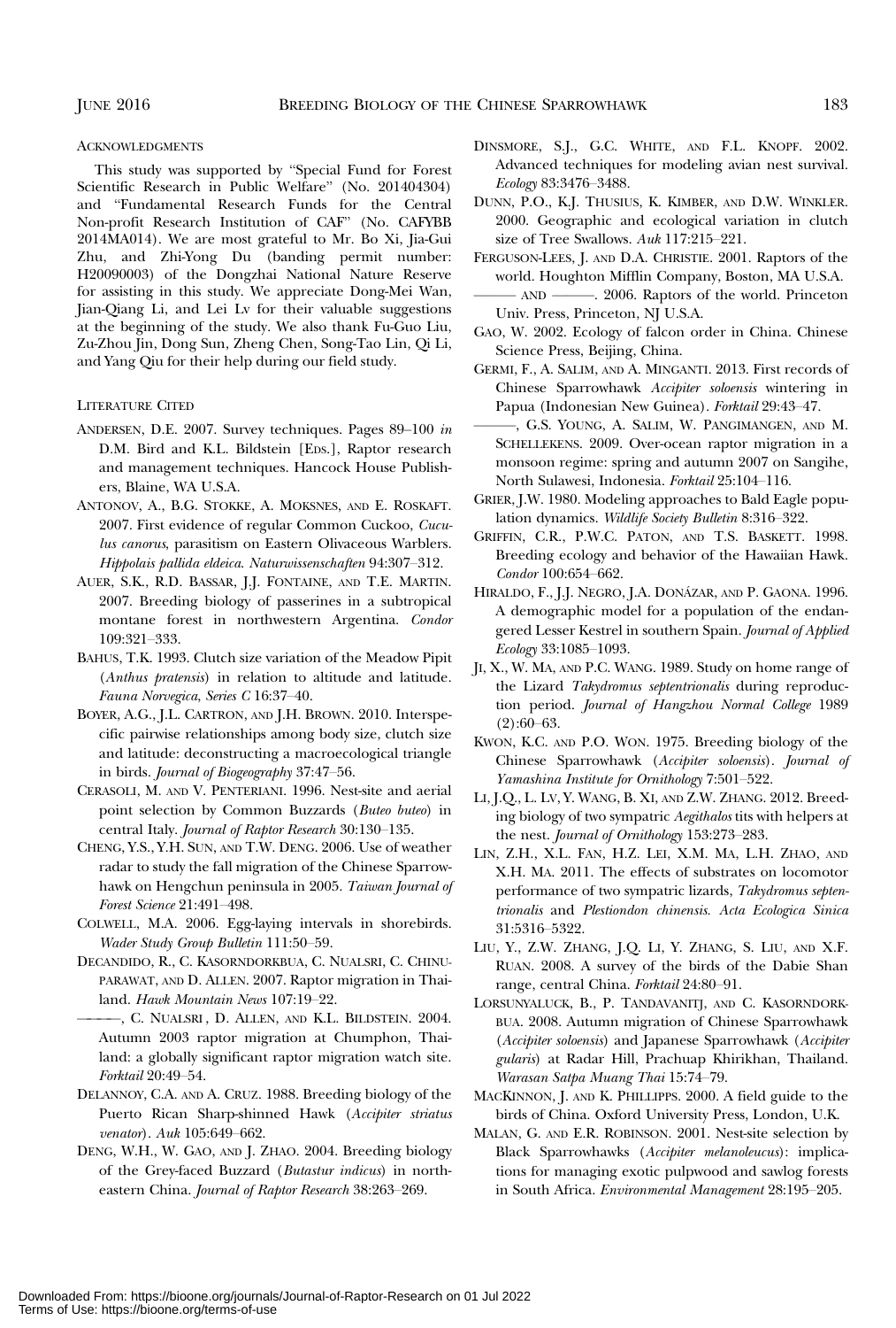## Acknowledgments

This study was supported by "Special Fund for Forest Scientific Research in Public Welfare" (No. 201404304) and "Fundamental Research Funds for the Central Non-profit Research Institution of CAF" (No. CAFYBB 2014MA014). We are most grateful to Mr. Bo Xi, Jia-Gui Zhu, and Zhi-Yong Du (banding permit number: H20090003) of the Dongzhai National Nature Reserve for assisting in this study. We appreciate Dong-Mei Wan, Jian-Qiang Li, and Lei Lv for their valuable suggestions at the beginning of the study. We also thank Fu-Guo Liu, Zu-Zhou Jin, Dong Sun, Zheng Chen, Song-Tao Lin, Qi Li, and Yang Qiu for their help during our field study.

## Literature Cited

Andersen, D.E. 2007. Survey techniques. Pages 89–100 *in* D.M. Bird and K.L. Bildstein [Eds.], Raptor research and management techniques. Hancock House Publishers, Blaine, WA U.S.A.

Antonov, A., B.G. Stokke, A. Moksnes, and E. Roskaft. 2007. First evidence of regular Common Cuckoo, *Cuculus canorus*, parasitism on Eastern Olivaceous Warblers. *Hippolais pallida eldeica*. *Naturwissenschaften* 94:307–312.

Auer, S.K., R.D. Bassar, J.J. Fontaine, and T.E. Martin. 2007. Breeding biology of passerines in a subtropical montane forest in northwestern Argentina. *Condor* 109:321–333.

Bahus, T.K. 1993. Clutch size variation of the Meadow Pipit (*Anthus pratensis*) in relation to altitude and latitude. *Fauna Norvegica, Series C* 16:37–40.

Boyer, A.G., J.L. Cartron, and J.H. Brown. 2010. Interspecific pairwise relationships among body size, clutch size and latitude: deconstructing a macroecological triangle in birds. *Journal of Biogeography* 37:47–56.

Cerasoli, M. and V. Penteriani. 1996. Nest-site and aerial point selection by Common Buzzards (*Buteo buteo*) in central Italy. *Journal of Raptor Research* 30:130–135.

Cheng, Y.S., Y.H. Sun, and T.W. Deng. 2006. Use of weather radar to study the fall migration of the Chinese Sparrowhawk on Hengchun peninsula in 2005. *Taiwan Journal of Forest Science* 21:491–498.

Colwell, M.A. 2006. Egg-laying intervals in shorebirds. *Wader Study Group Bulletin* 111:50–59.

DeCandido, R., C. Kasorndorkbua, C. Nualsri, C. Chinuparawat, and D. Allen. 2007. Raptor migration in Thailand. *Hawk Mountain News* 107:19–22.

———, C. Nualsri, D. Allen, and K.L. Bildstein. 2004. Autumn 2003 raptor migration at Chumphon, Thailand: a globally significant raptor migration watch site. *Forktail* 20:49–54.

Delannoy, C.A. and A. Cruz. 1988. Breeding biology of the Puerto Rican Sharp-shinned Hawk (*Accipiter striatus venator*). *Auk* 105:649–662.

Deng, W.H., W. Gao, and J. Zhao. 2004. Breeding biology of the Grey-faced Buzzard (*Butastur indicus*) in northeastern China. *Journal of Raptor Research* 38:263–269.

Dinsmore, S.J., G.C. White, and F.L. Knopf. 2002. Advanced techniques for modeling avian nest survival. *Ecology* 83:3476–3488.

Dunn, P.O., K.J. Thusius, K. Kimber, and D.W. Winkler. 2000. Geographic and ecological variation in clutch size of Tree Swallows. *Auk* 117:215–221.

Ferguson-Lees, J. and D.A. Christie. 2001. Raptors of the world. Houghton Mifflin Company, Boston, MA U.S.A.

——— and ———. 2006. Raptors of the world. Princeton Univ. Press, Princeton, NJ U.S.A.

Gao, W. 2002. Ecology of falcon order in China. Chinese Science Press, Beijing, China.

Germi, F., A. Salim, and A. Minganti. 2013. First records of Chinese Sparrowhawk *Accipiter soloensis* wintering in Papua (Indonesian New Guinea). *Forktail* 29:43–47.

———, G.S. Young, A. Salim, W. Pangimangen, and M. Schellekens. 2009. Over-ocean raptor migration in a monsoon regime: spring and autumn 2007 on Sangihe, North Sulawesi, Indonesia. *Forktail* 25:104–116.

Grier, J.W. 1980. Modeling approaches to Bald Eagle population dynamics. *Wildlife Society Bulletin* 8:316–322.

Griffin, C.R., P.W.C. Paton, and T.S. Baskett. 1998. Breeding ecology and behavior of the Hawaiian Hawk. *Condor* 100:654–662.

Hiraldo, F., J.J. Negro, J.A. Donázar, and P. Gaona. 1996. A demographic model for a population of the endangered Lesser Kestrel in southern Spain. *Journal of Applied Ecology* 33:1085–1093.

Ji, X., W. Ma, and P.C. Wang. 1989. Study on home range of the Lizard *Takydromus septentrionalis* during reproduction period. *Journal of Hangzhou Normal College* 1989 (2):60–63.

Kwon, K.C. and P.O. Won. 1975. Breeding biology of the Chinese Sparrowhawk (*Accipiter soloensis*). *Journal of Yamashina Institute for Ornithology* 7:501–522.

Li, J.Q., L. Lv, Y. Wang, B. Xi, and Z.W. Zhang. 2012. Breeding biology of two sympatric *Aegithalos* tits with helpers at the nest. *Journal of Ornithology* 153:273–283.

Lin, Z.H., X.L. Fan, H.Z. Lei, X.M. Ma, L.H. Zhao, and X.H. Ma. 2011. The effects of substrates on locomotor performance of two sympatric lizards, *Takydromus septentrionalis* and *Plestiodon chinensis*. *Acta Ecologica Sinica* 31:5316–5322.

Liu, Y., Z.W. Zhang, J.Q. Li, Y. Zhang, S. Liu, and X.F. Ruan. 2008. A survey of the birds of the Dabie Shan range, central China. *Forktail* 24:80–91.

Lorsunyaluck, B., P. Tandavanitj, and C. Kasorndorkbua. 2008. Autumn migration of Chinese Sparrowhawk (*Accipiter soloensis*) and Japanese Sparrowhawk (*Accipiter gularis*) at Radar Hill, Prachuap Khirikhan, Thailand. *Warasan Satpa Muang Thai* 15:74–79.

MacKinnon, J. and K. Phillipps. 2000. A field guide to the birds of China. Oxford University Press, London, U.K.

Malan, G. and E.R. Robinson. 2001. Nest-site selection by Black Sparrowhawks (*Accipiter melanoleucus*): implications for managing exotic pulpwood and sawlog forests in South Africa. *Environmental Management* 28:195–205.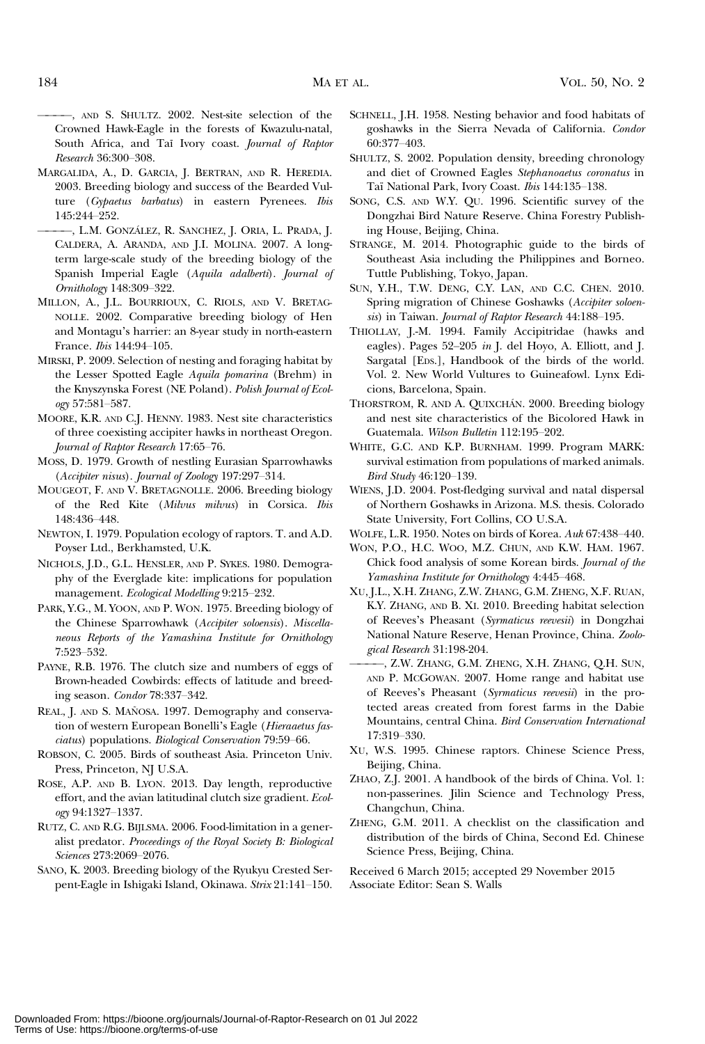———, AND S. SHULTZ. 2002. Nest-site selection of the Crowned Hawk-Eagle in the forests of Kwazulu-natal, South Africa, and Taï Ivory coast. *Journal of Raptor Research* 36:300–308.

MARGALIDA, A., D. GARCIA, J. BERTRAN, AND R. HEREDIA. 2003. Breeding biology and success of the Bearded Vulture (*Gypaetus barbatus*) in eastern Pyrenees. *Ibis* 145:244–252.

———, L.M. GONZÁLEZ, R. SANCHEZ, J. ORIA, L. PRADA, J. CALDERA, A. ARANDA, AND J.I. MOLINA. 2007. A long-term large-scale study of the breeding biology of the Spanish Imperial Eagle (*Aquila adalberti*). *Journal of Ornithology* 148:309–322.

MILLON, A., J.L. BOURRIOUX, C. RIOLS, AND V. BRETAGNOLLE. 2002. Comparative breeding biology of Hen and Montagu's harrier: an 8-year study in north-eastern France. *Ibis* 144:94–105.

MIRSKI, P. 2009. Selection of nesting and foraging habitat by the Lesser Spotted Eagle *Aquila pomarina* (Brehm) in the Knyszynska Forest (NE Poland). *Polish Journal of Ecology* 57:581–587.

MOORE, K.R. AND C.J. HENNY. 1983. Nest site characteristics of three coexisting accipiter hawks in northeast Oregon. *Journal of Raptor Research* 17:65–76.

MOSS, D. 1979. Growth of nestling Eurasian Sparrowhawks (*Accipiter nisus*). *Journal of Zoology* 197:297–314.

MOUGEOT, F. AND V. BRETAGNOLLE. 2006. Breeding biology of the Red Kite (*Milvus milvus*) in Corsica. *Ibis* 148:436–448.

NEWTON, I. 1979. Population ecology of raptors. T. and A.D. Poyser Ltd., Berkhamsted, U.K.

NICHOLS, J.D., G.L. HENSLER, AND P. SYKES. 1980. Demography of the Everglade kite: implications for population management. *Ecological Modelling* 9:215–232.

PARK, Y.G., M. YOON, AND P. WON. 1975. Breeding biology of the Chinese Sparrowhawk (*Accipiter soloensis*). *Miscellaneous Reports of the Yamashina Institute for Ornithology* 7:523–532.

PAYNE, R.B. 1976. The clutch size and numbers of eggs of Brown-headed Cowbirds: effects of latitude and breeding season. *Condor* 78:337–342.

REAL, J. AND S. MAÑOSA. 1997. Demography and conservation of western European Bonelli's Eagle (*Hieraaetus fasciatus*) populations. *Biological Conservation* 79:59–66.

ROBSON, C. 2005. Birds of southeast Asia. Princeton Univ. Press, Princeton, NJ U.S.A.

ROSE, A.P. AND B. LYON. 2013. Day length, reproductive effort, and the avian latitudinal clutch size gradient. *Ecology* 94:1327–1337.

RUTZ, C. AND R.G. BIJLSMA. 2006. Food-limitation in a generalist predator. *Proceedings of the Royal Society B: Biological Sciences* 273:2069–2076.

SANO, K. 2003. Breeding biology of the Ryukyu Crested Serpent-Eagle in Ishigaki Island, Okinawa. *Strix* 21:141–150.

SCHNELL, J.H. 1958. Nesting behavior and food habitats of goshawks in the Sierra Nevada of California. *Condor* 60:377–403.

SHULTZ, S. 2002. Population density, breeding chronology and diet of Crowned Eagles *Stephanoaetus coronatus* in Taï National Park, Ivory Coast. *Ibis* 144:135–138.

SONG, C.S. AND W.Y. QU. 1996. Scientific survey of the Dongzhai Bird Nature Reserve. China Forestry Publishing House, Beijing, China.

STRANGE, M. 2014. Photographic guide to the birds of Southeast Asia including the Philippines and Borneo. Tuttle Publishing, Tokyo, Japan.

SUN, Y.H., T.W. DENG, C.Y. LAN, AND C.C. CHEN. 2010. Spring migration of Chinese Goshawks (*Accipiter soloensis*) in Taiwan. *Journal of Raptor Research* 44:188–195.

THIOLLAY, J.-M. 1994. Family Accipitridae (hawks and eagles). Pages 52–205 *in* J. del Hoyo, A. Elliott, and J. Sargatal [EDS.], Handbook of the birds of the world. Vol. 2. New World Vultures to Guineafowl. Lynx Edicions, Barcelona, Spain.

THORSTROM, R. AND A. QUIXCHÁN. 2000. Breeding biology and nest site characteristics of the Bicolored Hawk in Guatemala. *Wilson Bulletin* 112:195–202.

WHITE, G.C. AND K.P. BURNHAM. 1999. Program MARK: survival estimation from populations of marked animals. *Bird Study* 46:120–139.

WIENS, J.D. 2004. Post-fledging survival and natal dispersal of Northern Goshawks in Arizona. M.S. thesis. Colorado State University, Fort Collins, CO U.S.A.

WOLFE, L.R. 1950. Notes on birds of Korea. *Auk* 67:438–440.

WON, P.O., H.C. WOO, M.Z. CHUN, AND K.W. HAM. 1967. Chick food analysis of some Korean birds. *Journal of the Yamashina Institute for Ornithology* 4:445–468.

XU, J.L., X.H. ZHANG, Z.W. ZHANG, G.M. ZHENG, X.F. RUAN, K.Y. ZHANG, AND B. XI. 2010. Breeding habitat selection of Reeves's Pheasant (*Syrmaticus reevesii*) in Dongzhai National Nature Reserve, Henan Province, China. *Zoological Research* 31:198-204.

———, Z.W. ZHANG, G.M. ZHENG, X.H. ZHANG, Q.H. SUN, AND P. MCGOWAN. 2007. Home range and habitat use of Reeves's Pheasant (*Syrmaticus reevesii*) in the protected areas created from forest farms in the Dabie Mountains, central China. *Bird Conservation International* 17:319–330.

XU, W.S. 1995. Chinese raptors. Chinese Science Press, Beijing, China.

ZHAO, Z.J. 2001. A handbook of the birds of China. Vol. 1: non-passerines. Jilin Science and Technology Press, Changchun, China.

ZHENG, G.M. 2011. A checklist on the classification and distribution of the birds of China, Second Ed. Chinese Science Press, Beijing, China.

Received 6 March 2015; accepted 29 November 2015
Associate Editor: Sean S. Walls